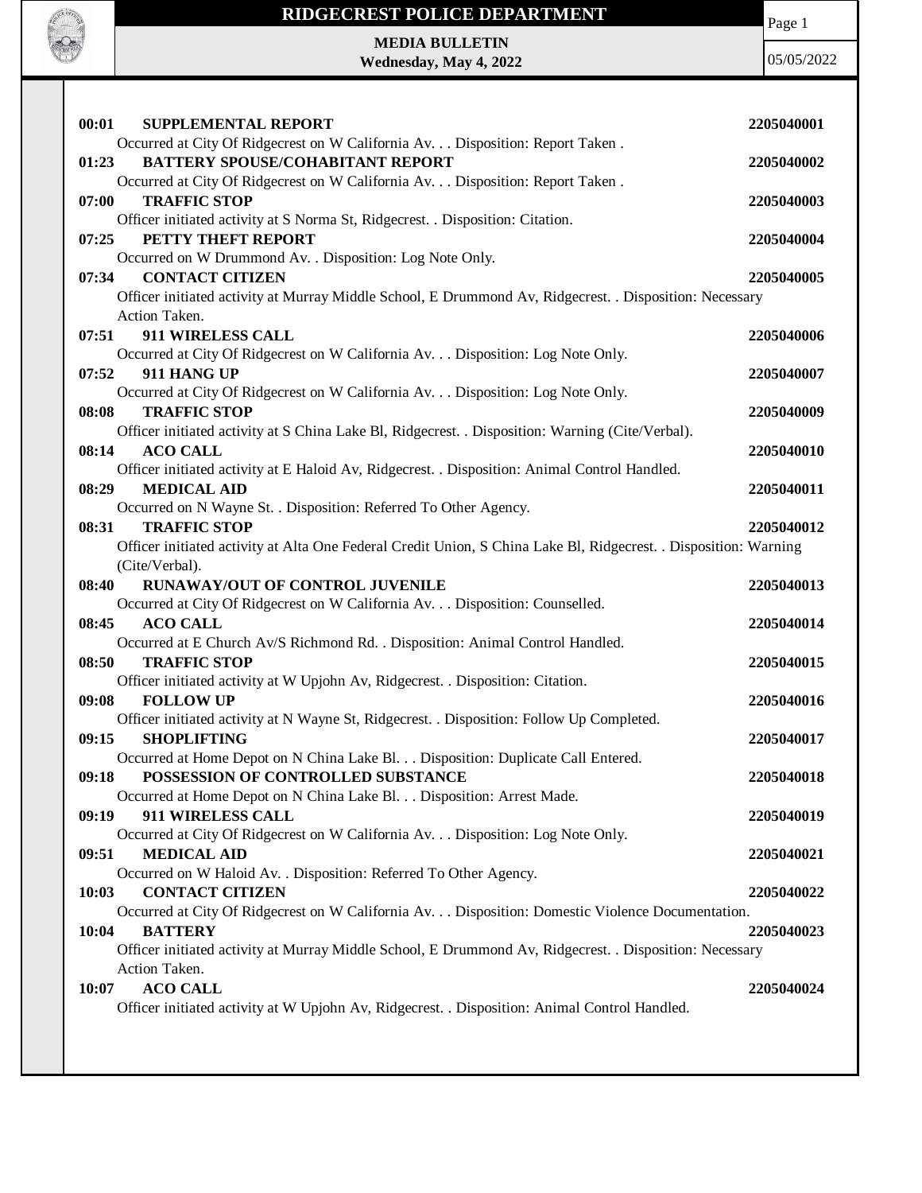# RIDGECREST POLICE DEPARTMENT

**MEDIA BULLETIN**
**Wednesday, May 4, 2022**

05/05/2022

**00:01 SUPPLEMENTAL REPORT** **2205040001**
Occurred at City Of Ridgecrest on W California Av. . . Disposition: Report Taken .

**01:23 BATTERY SPOUSE/COHABITANT REPORT** **2205040002**
Occurred at City Of Ridgecrest on W California Av. . . Disposition: Report Taken .

**07:00 TRAFFIC STOP** **2205040003**
Officer initiated activity at S Norma St, Ridgecrest. . Disposition: Citation.

**07:25 PETTY THEFT REPORT** **2205040004**
Occurred on W Drummond Av. . Disposition: Log Note Only.

**07:34 CONTACT CITIZEN** **2205040005**
Officer initiated activity at Murray Middle School, E Drummond Av, Ridgecrest. . Disposition: Necessary Action Taken.

**07:51 911 WIRELESS CALL** **2205040006**
Occurred at City Of Ridgecrest on W California Av. . . Disposition: Log Note Only.

**07:52 911 HANG UP** **2205040007**
Occurred at City Of Ridgecrest on W California Av. . . Disposition: Log Note Only.

**08:08 TRAFFIC STOP** **2205040009**
Officer initiated activity at S China Lake Bl, Ridgecrest. . Disposition: Warning (Cite/Verbal).

**08:14 ACO CALL** **2205040010**
Officer initiated activity at E Haloid Av, Ridgecrest. . Disposition: Animal Control Handled.

**08:29 MEDICAL AID** **2205040011**
Occurred on N Wayne St. . Disposition: Referred To Other Agency.

**08:31 TRAFFIC STOP** **2205040012**
Officer initiated activity at Alta One Federal Credit Union, S China Lake Bl, Ridgecrest. . Disposition: Warning (Cite/Verbal).

**08:40 RUNAWAY/OUT OF CONTROL JUVENILE** **2205040013**
Occurred at City Of Ridgecrest on W California Av. . . Disposition: Counselled.

**08:45 ACO CALL** **2205040014**
Occurred at E Church Av/S Richmond Rd. . Disposition: Animal Control Handled.

**08:50 TRAFFIC STOP** **2205040015**
Officer initiated activity at W Upjohn Av, Ridgecrest. . Disposition: Citation.

**09:08 FOLLOW UP** **2205040016**
Officer initiated activity at N Wayne St, Ridgecrest. . Disposition: Follow Up Completed.

**09:15 SHOPLIFTING** **2205040017**
Occurred at Home Depot on N China Lake Bl. . . Disposition: Duplicate Call Entered.

**09:18 POSSESSION OF CONTROLLED SUBSTANCE** **2205040018**
Occurred at Home Depot on N China Lake Bl. . . Disposition: Arrest Made.

**09:19 911 WIRELESS CALL** **2205040019**
Occurred at City Of Ridgecrest on W California Av. . . Disposition: Log Note Only.

**09:51 MEDICAL AID** **2205040021**
Occurred on W Haloid Av. . Disposition: Referred To Other Agency.

**10:03 CONTACT CITIZEN** **2205040022**
Occurred at City Of Ridgecrest on W California Av. . . Disposition: Domestic Violence Documentation.

**10:04 BATTERY** **2205040023**
Officer initiated activity at Murray Middle School, E Drummond Av, Ridgecrest. . Disposition: Necessary Action Taken.

**10:07 ACO CALL** **2205040024**
Officer initiated activity at W Upjohn Av, Ridgecrest. . Disposition: Animal Control Handled.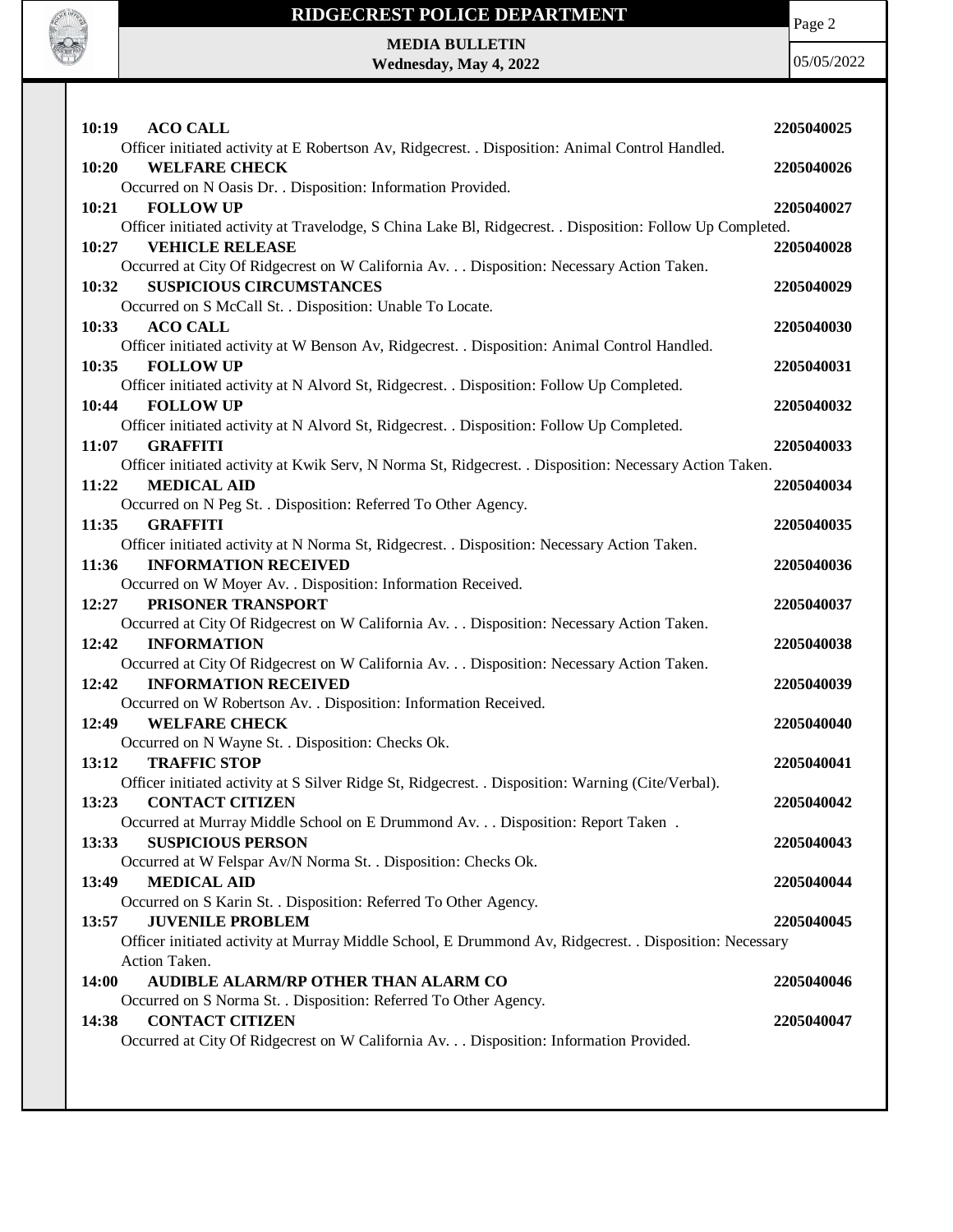**10:19 ACO CALL** 2205040025
Officer initiated activity at E Robertson Av, Ridgecrest. . Disposition: Animal Control Handled.

**10:20 WELFARE CHECK** 2205040026
Occurred on N Oasis Dr. . Disposition: Information Provided.

**10:21 FOLLOW UP** 2205040027
Officer initiated activity at Travelodge, S China Lake Bl, Ridgecrest. . Disposition: Follow Up Completed.

**10:27 VEHICLE RELEASE** 2205040028
Occurred at City Of Ridgecrest on W California Av. . . Disposition: Necessary Action Taken.

**10:32 SUSPICIOUS CIRCUMSTANCES** 2205040029
Occurred on S McCall St. . Disposition: Unable To Locate.

**10:33 ACO CALL** 2205040030
Officer initiated activity at W Benson Av, Ridgecrest. . Disposition: Animal Control Handled.

**10:35 FOLLOW UP** 2205040031
Officer initiated activity at N Alvord St, Ridgecrest. . Disposition: Follow Up Completed.

**10:44 FOLLOW UP** 2205040032
Officer initiated activity at N Alvord St, Ridgecrest. . Disposition: Follow Up Completed.

**11:07 GRAFFITI** 2205040033
Officer initiated activity at Kwik Serv, N Norma St, Ridgecrest. . Disposition: Necessary Action Taken.

**11:22 MEDICAL AID** 2205040034
Occurred on N Peg St. . Disposition: Referred To Other Agency.

**11:35 GRAFFITI** 2205040035
Officer initiated activity at N Norma St, Ridgecrest. . Disposition: Necessary Action Taken.

**11:36 INFORMATION RECEIVED** 2205040036
Occurred on W Moyer Av. . Disposition: Information Received.

**12:27 PRISONER TRANSPORT** 2205040037
Occurred at City Of Ridgecrest on W California Av. . . Disposition: Necessary Action Taken.

**12:42 INFORMATION** 2205040038
Occurred at City Of Ridgecrest on W California Av. . . Disposition: Necessary Action Taken.

**12:42 INFORMATION RECEIVED** 2205040039
Occurred on W Robertson Av. . Disposition: Information Received.

**12:49 WELFARE CHECK** 2205040040
Occurred on N Wayne St. . Disposition: Checks Ok.

**13:12 TRAFFIC STOP** 2205040041
Officer initiated activity at S Silver Ridge St, Ridgecrest. . Disposition: Warning (Cite/Verbal).

**13:23 CONTACT CITIZEN** 2205040042
Occurred at Murray Middle School on E Drummond Av. . . Disposition: Report Taken .

**13:33 SUSPICIOUS PERSON** 2205040043
Occurred at W Felspar Av/N Norma St. . Disposition: Checks Ok.

**13:49 MEDICAL AID** 2205040044
Occurred on S Karin St. . Disposition: Referred To Other Agency.

**13:57 JUVENILE PROBLEM** 2205040045
Officer initiated activity at Murray Middle School, E Drummond Av, Ridgecrest. . Disposition: Necessary Action Taken.

**14:00 AUDIBLE ALARM/RP OTHER THAN ALARM CO** 2205040046
Occurred on S Norma St. . Disposition: Referred To Other Agency.

**14:38 CONTACT CITIZEN** 2205040047
Occurred at City Of Ridgecrest on W California Av. . . Disposition: Information Provided.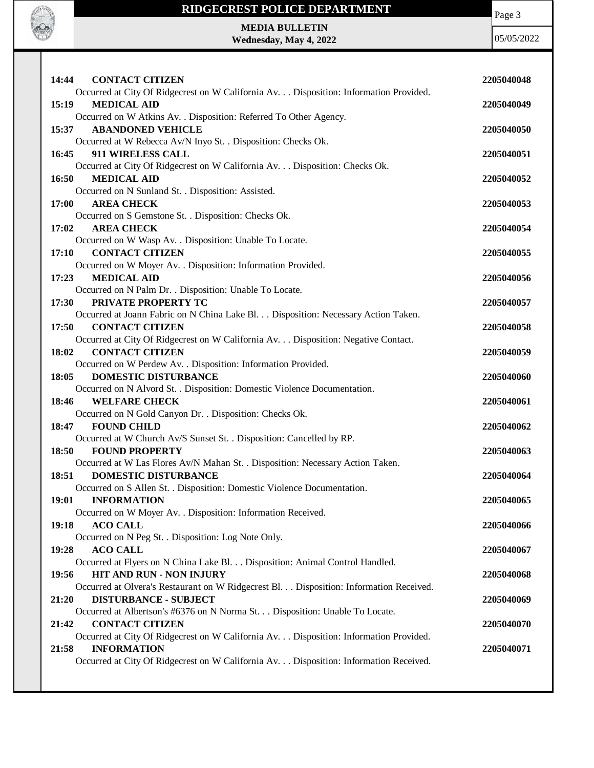**14:44 CONTACT CITIZEN** 2205040048

Occurred at City Of Ridgecrest on W California Av. . . Disposition: Information Provided.

**15:19 MEDICAL AID** 2205040049

Occurred on W Atkins Av. . Disposition: Referred To Other Agency.

**15:37 ABANDONED VEHICLE** 2205040050

Occurred at W Rebecca Av/N Inyo St. . Disposition: Checks Ok.

**16:45 911 WIRELESS CALL** 2205040051

Occurred at City Of Ridgecrest on W California Av. . . Disposition: Checks Ok.

**16:50 MEDICAL AID** 2205040052

Occurred on N Sunland St. . Disposition: Assisted.

**17:00 AREA CHECK** 2205040053

Occurred on S Gemstone St. . Disposition: Checks Ok.

**17:02 AREA CHECK** 2205040054

Occurred on W Wasp Av. . Disposition: Unable To Locate.

**17:10 CONTACT CITIZEN** 2205040055

Occurred on W Moyer Av. . Disposition: Information Provided.

**17:23 MEDICAL AID** 2205040056

Occurred on N Palm Dr. . Disposition: Unable To Locate.

**17:30 PRIVATE PROPERTY TC** 2205040057

Occurred at Joann Fabric on N China Lake Bl. . . Disposition: Necessary Action Taken.

**17:50 CONTACT CITIZEN** 2205040058

Occurred at City Of Ridgecrest on W California Av. . . Disposition: Negative Contact.

**18:02 CONTACT CITIZEN** 2205040059

Occurred on W Perdew Av. . Disposition: Information Provided.

**18:05 DOMESTIC DISTURBANCE** 2205040060

Occurred on N Alvord St. . Disposition: Domestic Violence Documentation.

**18:46 WELFARE CHECK** 2205040061

Occurred on N Gold Canyon Dr. . Disposition: Checks Ok.

**18:47 FOUND CHILD** 2205040062

Occurred at W Church Av/S Sunset St. . Disposition: Cancelled by RP.

**18:50 FOUND PROPERTY** 2205040063

Occurred at W Las Flores Av/N Mahan St. . Disposition: Necessary Action Taken.

**18:51 DOMESTIC DISTURBANCE** 2205040064

Occurred on S Allen St. . Disposition: Domestic Violence Documentation.

**19:01 INFORMATION** 2205040065

Occurred on W Moyer Av. . Disposition: Information Received.

**19:18 ACO CALL** 2205040066

Occurred on N Peg St. . Disposition: Log Note Only.

**19:28 ACO CALL** 2205040067

Occurred at Flyers on N China Lake Bl. . . Disposition: Animal Control Handled.

**19:56 HIT AND RUN - NON INJURY** 2205040068

Occurred at Olvera's Restaurant on W Ridgecrest Bl. . . Disposition: Information Received.

**21:20 DISTURBANCE - SUBJECT** 2205040069

Occurred at Albertson's #6376 on N Norma St. . . Disposition: Unable To Locate.

**21:42 CONTACT CITIZEN** 2205040070

Occurred at City Of Ridgecrest on W California Av. . . Disposition: Information Provided.

**21:58 INFORMATION** 2205040071

Occurred at City Of Ridgecrest on W California Av. . . Disposition: Information Received.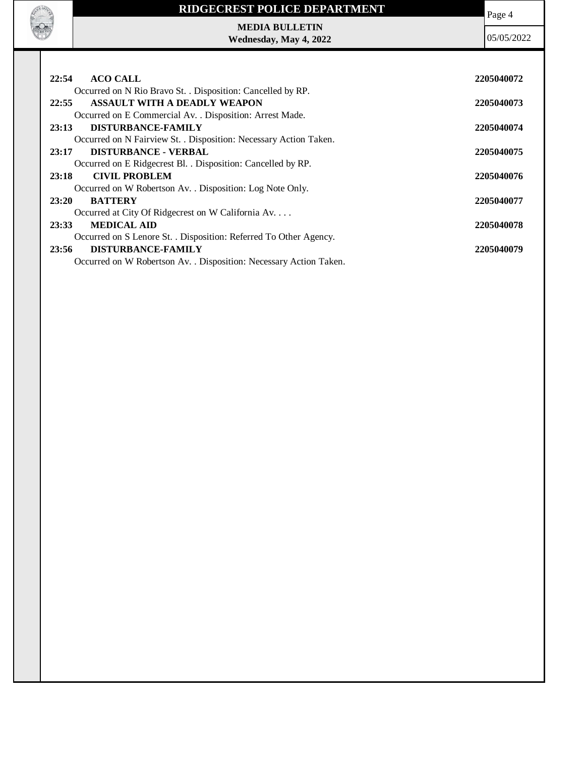**22:54 ACO CALL** 2205040072
Occurred on N Rio Bravo St. . Disposition: Cancelled by RP.

**22:55 ASSAULT WITH A DEADLY WEAPON** 2205040073
Occurred on E Commercial Av. . Disposition: Arrest Made.

**23:13 DISTURBANCE-FAMILY** 2205040074
Occurred on N Fairview St. . Disposition: Necessary Action Taken.

**23:17 DISTURBANCE - VERBAL** 2205040075
Occurred on E Ridgecrest Bl. . Disposition: Cancelled by RP.

**23:18 CIVIL PROBLEM** 2205040076
Occurred on W Robertson Av. . Disposition: Log Note Only.

**23:20 BATTERY** 2205040077
Occurred at City Of Ridgecrest on W California Av. . . .

**23:33 MEDICAL AID** 2205040078
Occurred on S Lenore St. . Disposition: Referred To Other Agency.

**23:56 DISTURBANCE-FAMILY** 2205040079
Occurred on W Robertson Av. . Disposition: Necessary Action Taken.